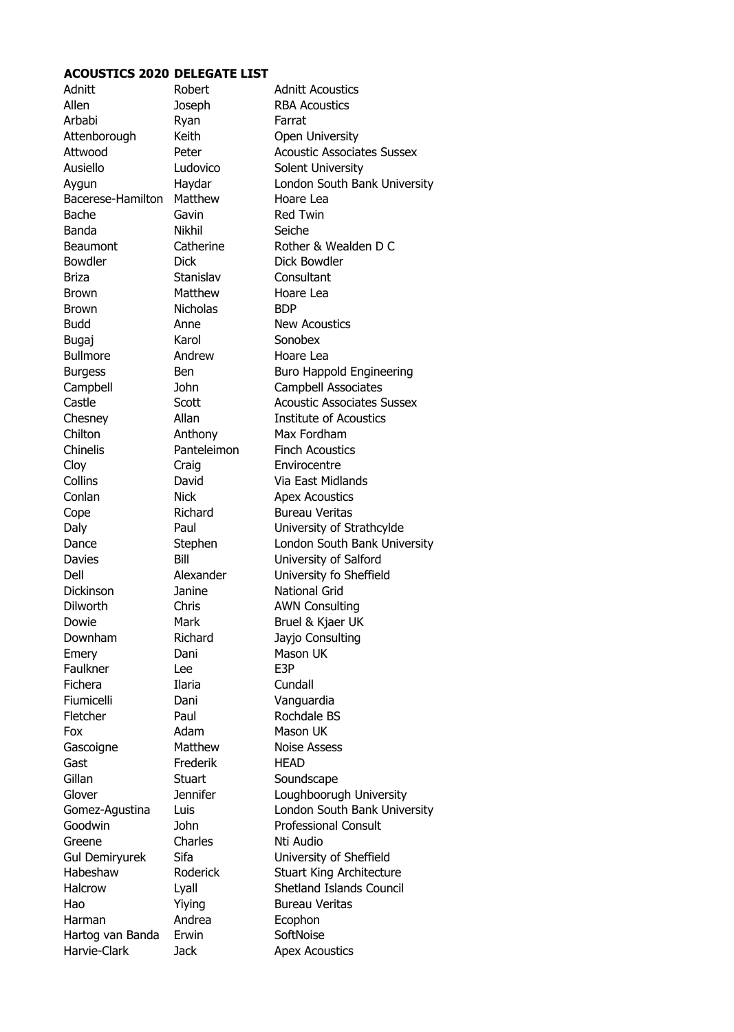**ACOUSTICS 2020 DELEGATE LIST**

| | | |
|---|---|---|
| Adnitt | Robert | Adnitt Acoustics |
| Allen | Joseph | RBA Acoustics |
| Arbabi | Ryan | Farrat |
| Attenborough | Keith | Open University |
| Attwood | Peter | Acoustic Associates Sussex |
| Ausiello | Ludovico | Solent University |
| Aygun | Haydar | London South Bank University |
| Bacerese-Hamilton | Matthew | Hoare Lea |
| Bache | Gavin | Red Twin |
| Banda | Nikhil | Seiche |
| Beaumont | Catherine | Rother & Wealden D C |
| Bowdler | Dick | Dick Bowdler |
| Briza | Stanislav | Consultant |
| Brown | Matthew | Hoare Lea |
| Brown | Nicholas | BDP |
| Budd | Anne | New Acoustics |
| Bugaj | Karol | Sonobex |
| Bullmore | Andrew | Hoare Lea |
| Burgess | Ben | Buro Happold Engineering |
| Campbell | John | Campbell Associates |
| Castle | Scott | Acoustic Associates Sussex |
| Chesney | Allan | Institute of Acoustics |
| Chilton | Anthony | Max Fordham |
| Chinelis | Panteleimon | Finch Acoustics |
| Cloy | Craig | Envirocentre |
| Collins | David | Via East Midlands |
| Conlan | Nick | Apex Acoustics |
| Cope | Richard | Bureau Veritas |
| Daly | Paul | University of Strathcylde |
| Dance | Stephen | London South Bank University |
| Davies | Bill | University of Salford |
| Dell | Alexander | University fo Sheffield |
| Dickinson | Janine | National Grid |
| Dilworth | Chris | AWN Consulting |
| Dowie | Mark | Bruel & Kjaer UK |
| Downham | Richard | Jayjo Consulting |
| Emery | Dani | Mason UK |
| Faulkner | Lee | E3P |
| Fichera | Ilaria | Cundall |
| Fiumicelli | Dani | Vanguardia |
| Fletcher | Paul | Rochdale BS |
| Fox | Adam | Mason UK |
| Gascoigne | Matthew | Noise Assess |
| Gast | Frederik | HEAD |
| Gillan | Stuart | Soundscape |
| Glover | Jennifer | Loughboorugh University |
| Gomez-Agustina | Luis | London South Bank University |
| Goodwin | John | Professional Consult |
| Greene | Charles | Nti Audio |
| Gul Demiryurek | Sifa | University of Sheffield |
| Habeshaw | Roderick | Stuart King Architecture |
| Halcrow | Lyall | Shetland Islands Council |
| Hao | Yiying | Bureau Veritas |
| Harman | Andrea | Ecophon |
| Hartog van Banda | Erwin | SoftNoise |
| Harvie-Clark | Jack | Apex Acoustics |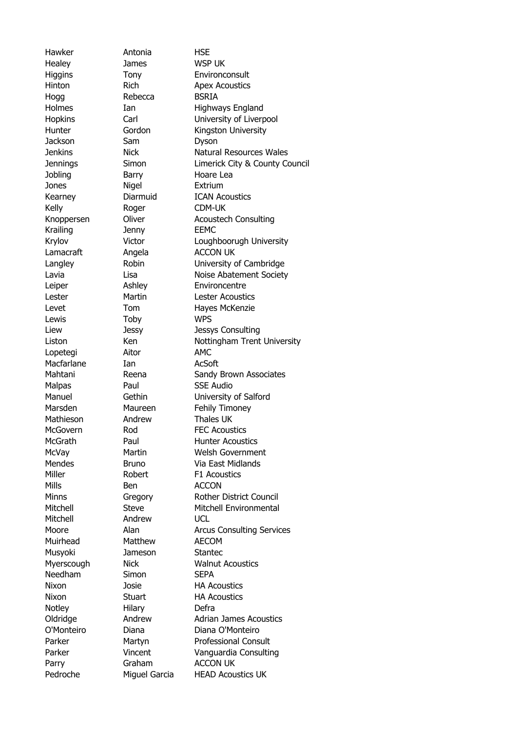| Hawker | Antonia | HSE |
|---|---|---|
| Healey | James | WSP UK |
| Higgins | Tony | Environconsult |
| Hinton | Rich | Apex Acoustics |
| Hogg | Rebecca | BSRIA |
| Holmes | Ian | Highways England |
| Hopkins | Carl | University of Liverpool |
| Hunter | Gordon | Kingston University |
| Jackson | Sam | Dyson |
| Jenkins | Nick | Natural Resources Wales |
| Jennings | Simon | Limerick City & County Council |
| Jobling | Barry | Hoare Lea |
| Jones | Nigel | Extrium |
| Kearney | Diarmuid | ICAN Acoustics |
| Kelly | Roger | CDM-UK |
| Knoppersen | Oliver | Acoustech Consulting |
| Krailing | Jenny | EEMC |
| Krylov | Victor | Loughboorugh University |
| Lamacraft | Angela | ACCON UK |
| Langley | Robin | University of Cambridge |
| Lavia | Lisa | Noise Abatement Society |
| Leiper | Ashley | Environcentre |
| Lester | Martin | Lester Acoustics |
| Levet | Tom | Hayes McKenzie |
| Lewis | Toby | WPS |
| Liew | Jessy | Jessys Consulting |
| Liston | Ken | Nottingham Trent University |
| Lopetegi | Aitor | AMC |
| Macfarlane | Ian | AcSoft |
| Mahtani | Reena | Sandy Brown Associates |
| Malpas | Paul | SSE Audio |
| Manuel | Gethin | University of Salford |
| Marsden | Maureen | Fehily Timoney |
| Mathieson | Andrew | Thales UK |
| McGovern | Rod | FEC Acoustics |
| McGrath | Paul | Hunter Acoustics |
| McVay | Martin | Welsh Government |
| Mendes | Bruno | Via East Midlands |
| Miller | Robert | F1 Acoustics |
| Mills | Ben | ACCON |
| Minns | Gregory | Rother District Council |
| Mitchell | Steve | Mitchell Environmental |
| Mitchell | Andrew | UCL |
| Moore | Alan | Arcus Consulting Services |
| Muirhead | Matthew | AECOM |
| Musyoki | Jameson | Stantec |
| Myerscough | Nick | Walnut Acoustics |
| Needham | Simon | SEPA |
| Nixon | Josie | HA Acoustics |
| Nixon | Stuart | HA Acoustics |
| Notley | Hilary | Defra |
| Oldridge | Andrew | Adrian James Acoustics |
| O'Monteiro | Diana | Diana O'Monteiro |
| Parker | Martyn | Professional Consult |
| Parker | Vincent | Vanguardia Consulting |
| Parry | Graham | ACCON UK |
| Pedroche | Miguel Garcia | HEAD Acoustics UK |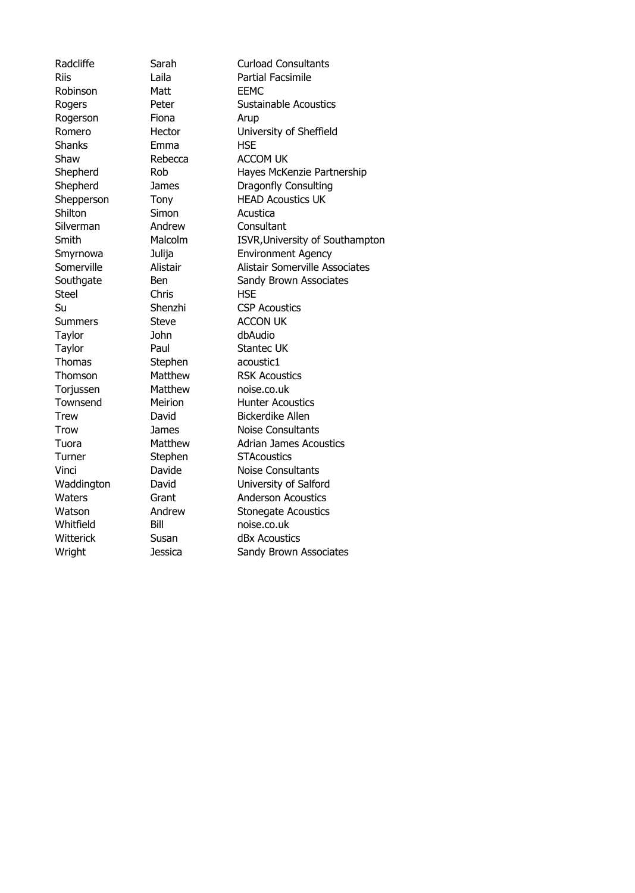| | | |
|---|---|---|
| Radcliffe | Sarah | Curload Consultants |
| Riis | Laila | Partial Facsimile |
| Robinson | Matt | EEMC |
| Rogers | Peter | Sustainable Acoustics |
| Rogerson | Fiona | Arup |
| Romero | Hector | University of Sheffield |
| Shanks | Emma | HSE |
| Shaw | Rebecca | ACCOM UK |
| Shepherd | Rob | Hayes McKenzie Partnership |
| Shepherd | James | Dragonfly Consulting |
| Shepperson | Tony | HEAD Acoustics UK |
| Shilton | Simon | Acustica |
| Silverman | Andrew | Consultant |
| Smith | Malcolm | ISVR,University of Southampton |
| Smyrnowa | Julija | Environment Agency |
| Somerville | Alistair | Alistair Somerville Associates |
| Southgate | Ben | Sandy Brown Associates |
| Steel | Chris | HSE |
| Su | Shenzhi | CSP Acoustics |
| Summers | Steve | ACCON UK |
| Taylor | John | dbAudio |
| Taylor | Paul | Stantec UK |
| Thomas | Stephen | acoustic1 |
| Thomson | Matthew | RSK Acoustics |
| Torjussen | Matthew | noise.co.uk |
| Townsend | Meirion | Hunter Acoustics |
| Trew | David | Bickerdike Allen |
| Trow | James | Noise Consultants |
| Tuora | Matthew | Adrian James Acoustics |
| Turner | Stephen | STAcoustics |
| Vinci | Davide | Noise Consultants |
| Waddington | David | University of Salford |
| Waters | Grant | Anderson Acoustics |
| Watson | Andrew | Stonegate Acoustics |
| Whitfield | Bill | noise.co.uk |
| Witterick | Susan | dBx Acoustics |
| Wright | Jessica | Sandy Brown Associates |